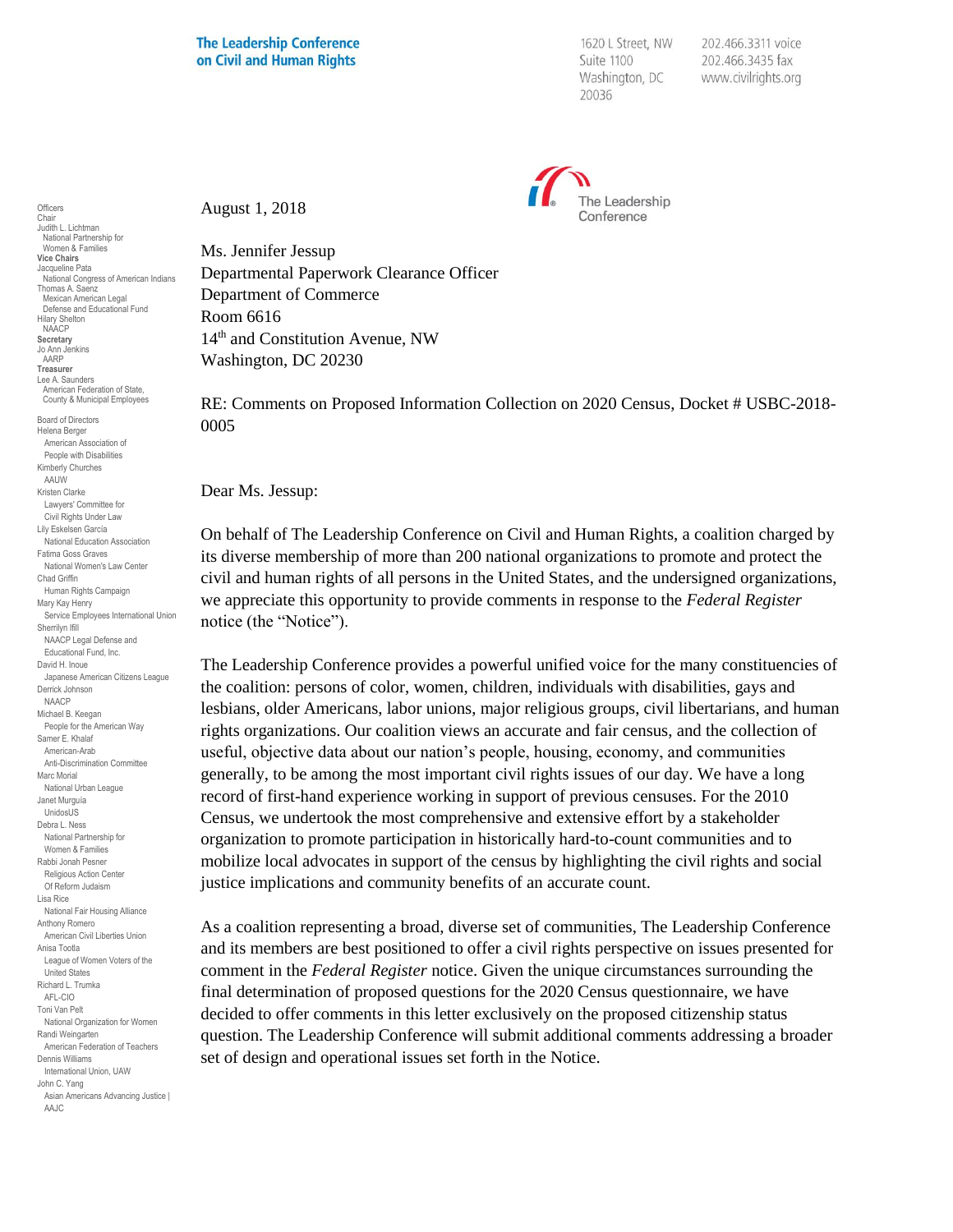**The Leadership Conference on Civil and Human Rights**

1620 L Street, NW
Suite 1100
Washington, DC
20036

202.466.3311 voice
202.466.3435 fax
www.civilrights.org

The Leadership Conference

Officers
Chair
Judith L. Lichtman
National Partnership for Women & Families
**Vice Chairs**
Jacqueline Pata
National Congress of American Indians
Thomas A. Saenz
Mexican American Legal Defense and Educational Fund
Hilary Shelton
NAACP
**Secretary**
Jo Ann Jenkins
AARP
**Treasurer**
Lee A. Saunders
American Federation of State, County & Municipal Employees

Board of Directors
Helena Berger
American Association of People with Disabilities
Kimberly Churches
AAUW
Kristen Clarke
Lawyers' Committee for Civil Rights Under Law
Lily Eskelsen García
National Education Association
Fatima Goss Graves
National Women's Law Center
Chad Griffin
Human Rights Campaign
Mary Kay Henry
Service Employees International Union
Sherrilyn Ifill
NAACP Legal Defense and Educational Fund, Inc.
David H. Inoue
Japanese American Citizens League
Derrick Johnson
NAACP
Michael B. Keegan
People for the American Way
Samer E. Khalaf
American-Arab Anti-Discrimination Committee
Marc Morial
National Urban League
Janet Murguía
UnidosUS
Debra L. Ness
National Partnership for Women & Families
Rabbi Jonah Pesner
Religious Action Center Of Reform Judaism
Lisa Rice
National Fair Housing Alliance
Anthony Romero
American Civil Liberties Union
Anisa Tootla
League of Women Voters of the United States
Richard L. Trumka
AFL-CIO
Toni Van Pelt
National Organization for Women
Randi Weingarten
American Federation of Teachers
Dennis Williams
International Union, UAW
John C. Yang
Asian Americans Advancing Justice | AAJC

August 1, 2018

Ms. Jennifer Jessup
Departmental Paperwork Clearance Officer
Department of Commerce
Room 6616
14th and Constitution Avenue, NW
Washington, DC 20230

RE: Comments on Proposed Information Collection on 2020 Census, Docket # USBC-2018-0005

Dear Ms. Jessup:

On behalf of The Leadership Conference on Civil and Human Rights, a coalition charged by its diverse membership of more than 200 national organizations to promote and protect the civil and human rights of all persons in the United States, and the undersigned organizations, we appreciate this opportunity to provide comments in response to the *Federal Register* notice (the "Notice").

The Leadership Conference provides a powerful unified voice for the many constituencies of the coalition: persons of color, women, children, individuals with disabilities, gays and lesbians, older Americans, labor unions, major religious groups, civil libertarians, and human rights organizations. Our coalition views an accurate and fair census, and the collection of useful, objective data about our nation's people, housing, economy, and communities generally, to be among the most important civil rights issues of our day. We have a long record of first-hand experience working in support of previous censuses. For the 2010 Census, we undertook the most comprehensive and extensive effort by a stakeholder organization to promote participation in historically hard-to-count communities and to mobilize local advocates in support of the census by highlighting the civil rights and social justice implications and community benefits of an accurate count.

As a coalition representing a broad, diverse set of communities, The Leadership Conference and its members are best positioned to offer a civil rights perspective on issues presented for comment in the *Federal Register* notice. Given the unique circumstances surrounding the final determination of proposed questions for the 2020 Census questionnaire, we have decided to offer comments in this letter exclusively on the proposed citizenship status question. The Leadership Conference will submit additional comments addressing a broader set of design and operational issues set forth in the Notice.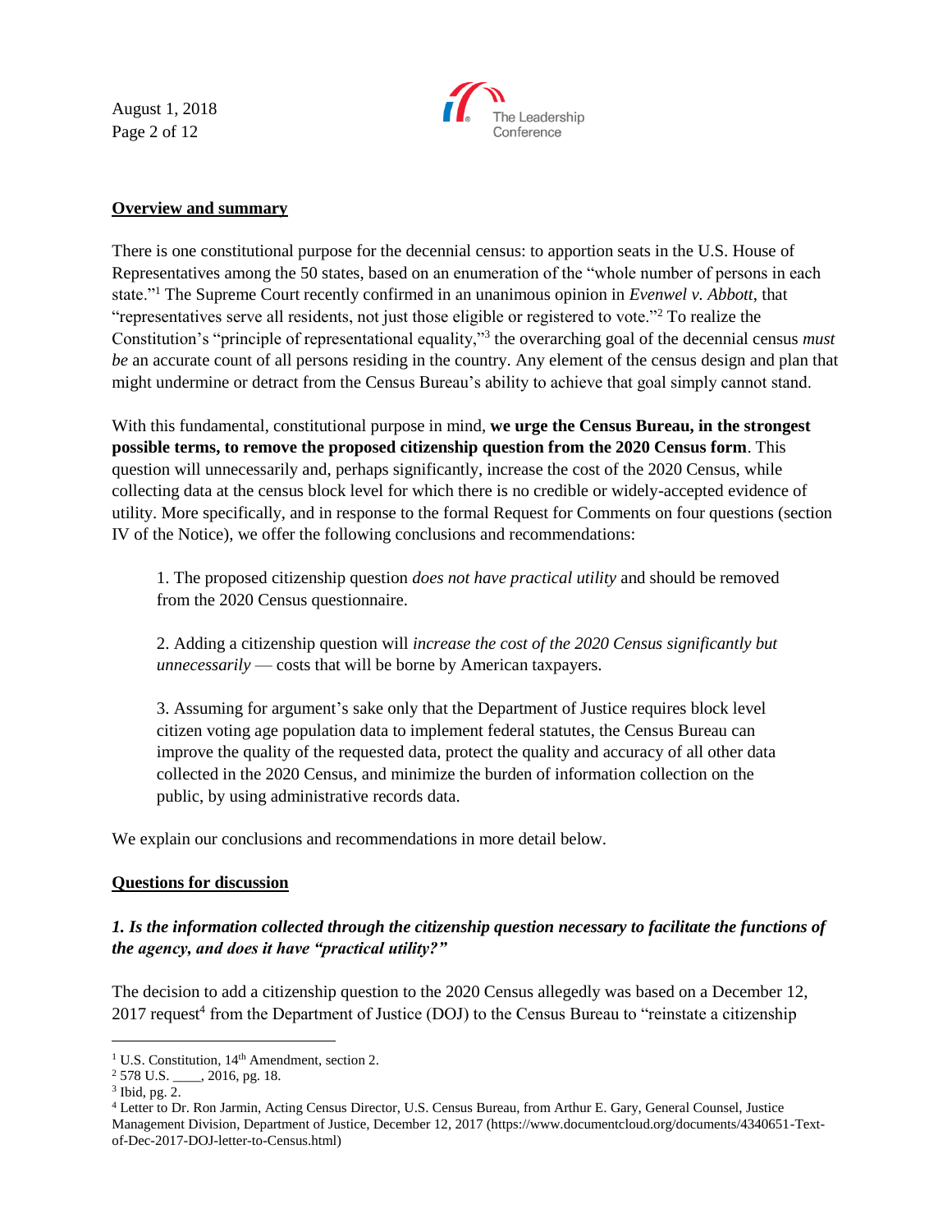**Overview and summary**

There is one constitutional purpose for the decennial census: to apportion seats in the U.S. House of Representatives among the 50 states, based on an enumeration of the "whole number of persons in each state."[1] The Supreme Court recently confirmed in an unanimous opinion in *Evenwel v. Abbott*, that "representatives serve all residents, not just those eligible or registered to vote."[2] To realize the Constitution's "principle of representational equality,"[3] the overarching goal of the decennial census *must be* an accurate count of all persons residing in the country. Any element of the census design and plan that might undermine or detract from the Census Bureau's ability to achieve that goal simply cannot stand.

With this fundamental, constitutional purpose in mind, **we urge the Census Bureau, in the strongest possible terms, to remove the proposed citizenship question from the 2020 Census form**. This question will unnecessarily and, perhaps significantly, increase the cost of the 2020 Census, while collecting data at the census block level for which there is no credible or widely-accepted evidence of utility. More specifically, and in response to the formal Request for Comments on four questions (section IV of the Notice), we offer the following conclusions and recommendations:

1. The proposed citizenship question *does not have practical utility* and should be removed from the 2020 Census questionnaire.

2. Adding a citizenship question will *increase the cost of the 2020 Census significantly but unnecessarily* — costs that will be borne by American taxpayers.

3. Assuming for argument's sake only that the Department of Justice requires block level citizen voting age population data to implement federal statutes, the Census Bureau can improve the quality of the requested data, protect the quality and accuracy of all other data collected in the 2020 Census, and minimize the burden of information collection on the public, by using administrative records data.

We explain our conclusions and recommendations in more detail below.

**Questions for discussion**

***1. Is the information collected through the citizenship question necessary to facilitate the functions of the agency, and does it have "practical utility?"***

The decision to add a citizenship question to the 2020 Census allegedly was based on a December 12, 2017 request[4] from the Department of Justice (DOJ) to the Census Bureau to "reinstate a citizenship

---

[1] U.S. Constitution, 14th Amendment, section 2.

[2] 578 U.S. \_\_\_\_, 2016, pg. 18.

[3] Ibid, pg. 2.

[4] Letter to Dr. Ron Jarmin, Acting Census Director, U.S. Census Bureau, from Arthur E. Gary, General Counsel, Justice Management Division, Department of Justice, December 12, 2017 (https://www.documentcloud.org/documents/4340651-Text-of-Dec-2017-DOJ-letter-to-Census.html)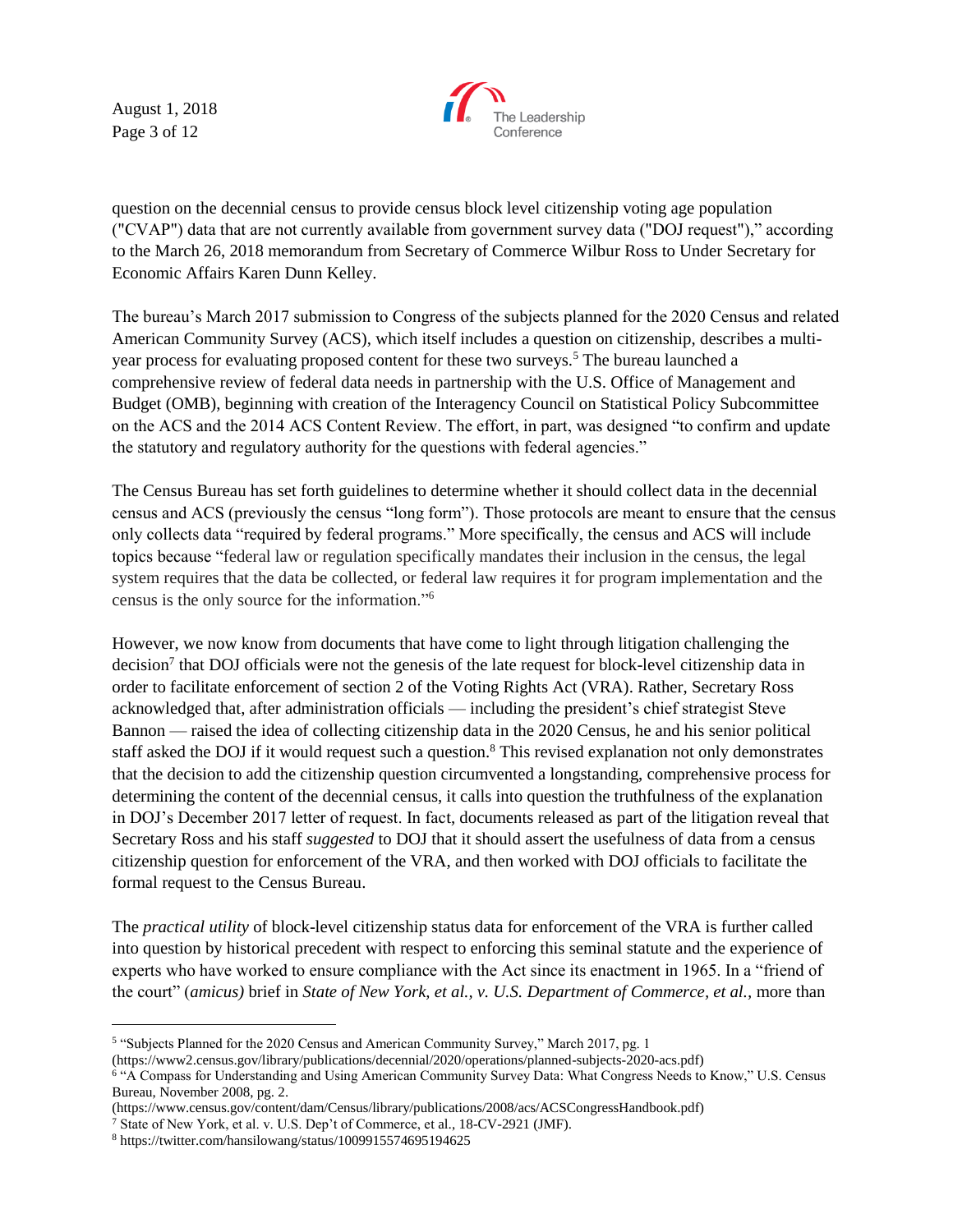question on the decennial census to provide census block level citizenship voting age population ("CVAP") data that are not currently available from government survey data ("DOJ request")," according to the March 26, 2018 memorandum from Secretary of Commerce Wilbur Ross to Under Secretary for Economic Affairs Karen Dunn Kelley.

The bureau's March 2017 submission to Congress of the subjects planned for the 2020 Census and related American Community Survey (ACS), which itself includes a question on citizenship, describes a multi-year process for evaluating proposed content for these two surveys.[5] The bureau launched a comprehensive review of federal data needs in partnership with the U.S. Office of Management and Budget (OMB), beginning with creation of the Interagency Council on Statistical Policy Subcommittee on the ACS and the 2014 ACS Content Review. The effort, in part, was designed "to confirm and update the statutory and regulatory authority for the questions with federal agencies."

The Census Bureau has set forth guidelines to determine whether it should collect data in the decennial census and ACS (previously the census "long form"). Those protocols are meant to ensure that the census only collects data "required by federal programs." More specifically, the census and ACS will include topics because "federal law or regulation specifically mandates their inclusion in the census, the legal system requires that the data be collected, or federal law requires it for program implementation and the census is the only source for the information."[6]

However, we now know from documents that have come to light through litigation challenging the decision[7] that DOJ officials were not the genesis of the late request for block-level citizenship data in order to facilitate enforcement of section 2 of the Voting Rights Act (VRA). Rather, Secretary Ross acknowledged that, after administration officials — including the president's chief strategist Steve Bannon — raised the idea of collecting citizenship data in the 2020 Census, he and his senior political staff asked the DOJ if it would request such a question.[8] This revised explanation not only demonstrates that the decision to add the citizenship question circumvented a longstanding, comprehensive process for determining the content of the decennial census, it calls into question the truthfulness of the explanation in DOJ's December 2017 letter of request. In fact, documents released as part of the litigation reveal that Secretary Ross and his staff *suggested* to DOJ that it should assert the usefulness of data from a census citizenship question for enforcement of the VRA, and then worked with DOJ officials to facilitate the formal request to the Census Bureau.

The *practical utility* of block-level citizenship status data for enforcement of the VRA is further called into question by historical precedent with respect to enforcing this seminal statute and the experience of experts who have worked to ensure compliance with the Act since its enactment in 1965. In a "friend of the court" (*amicus)* brief in *State of New York, et al., v. U.S. Department of Commerce, et al.,* more than

---

[5] "Subjects Planned for the 2020 Census and American Community Survey," March 2017, pg. 1 (https://www2.census.gov/library/publications/decennial/2020/operations/planned-subjects-2020-acs.pdf)

[6] "A Compass for Understanding and Using American Community Survey Data: What Congress Needs to Know," U.S. Census Bureau, November 2008, pg. 2. (https://www.census.gov/content/dam/Census/library/publications/2008/acs/ACSCongressHandbook.pdf)

[7] State of New York, et al. v. U.S. Dep't of Commerce, et al., 18-CV-2921 (JMF).

[8] https://twitter.com/hansilowang/status/1009915574695194625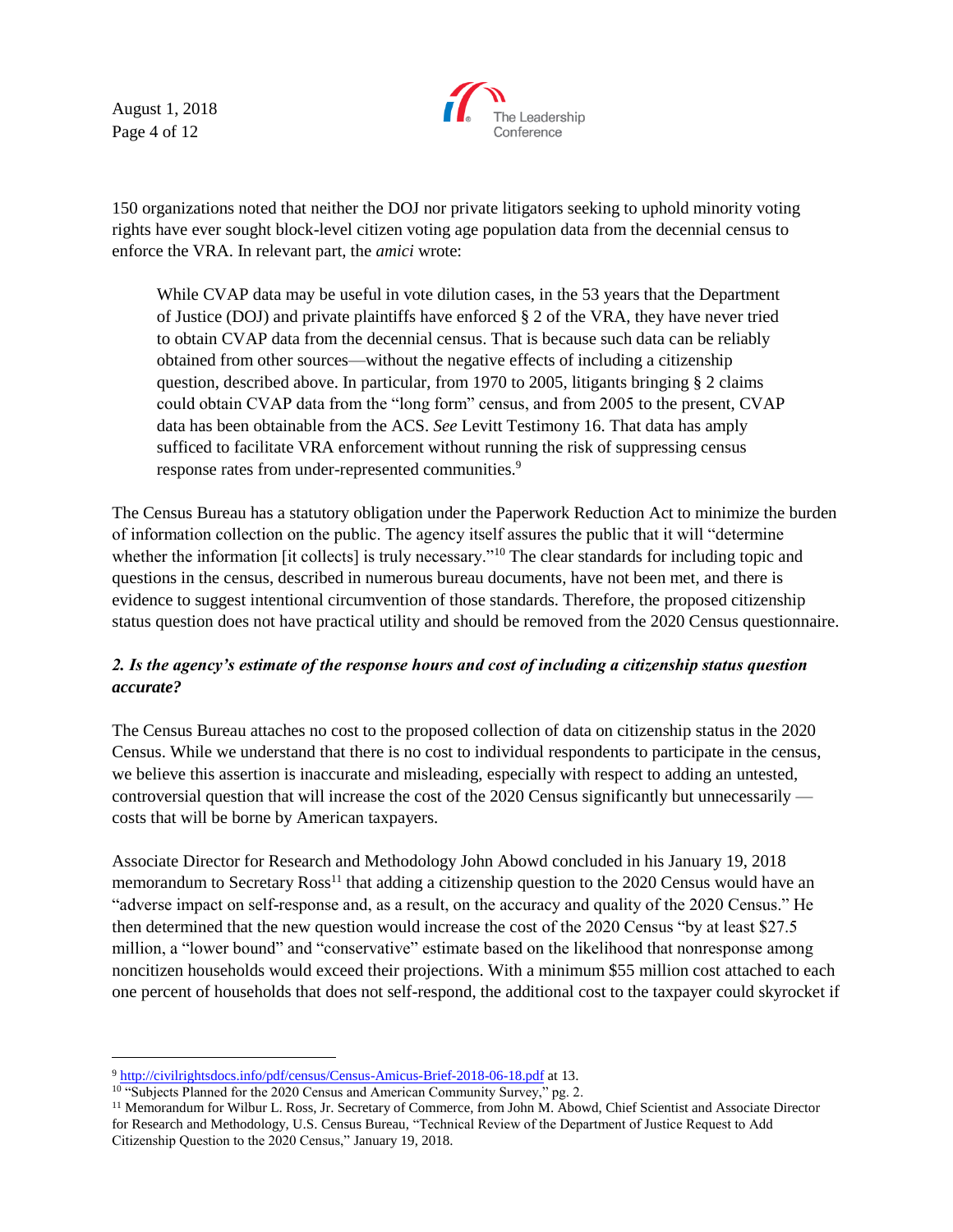150 organizations noted that neither the DOJ nor private litigators seeking to uphold minority voting rights have ever sought block-level citizen voting age population data from the decennial census to enforce the VRA. In relevant part, the *amici* wrote:

> While CVAP data may be useful in vote dilution cases, in the 53 years that the Department of Justice (DOJ) and private plaintiffs have enforced § 2 of the VRA, they have never tried to obtain CVAP data from the decennial census. That is because such data can be reliably obtained from other sources—without the negative effects of including a citizenship question, described above. In particular, from 1970 to 2005, litigants bringing § 2 claims could obtain CVAP data from the "long form" census, and from 2005 to the present, CVAP data has been obtainable from the ACS. *See* Levitt Testimony 16. That data has amply sufficed to facilitate VRA enforcement without running the risk of suppressing census response rates from under-represented communities.[9]

The Census Bureau has a statutory obligation under the Paperwork Reduction Act to minimize the burden of information collection on the public. The agency itself assures the public that it will "determine whether the information [it collects] is truly necessary."[10] The clear standards for including topic and questions in the census, described in numerous bureau documents, have not been met, and there is evidence to suggest intentional circumvention of those standards. Therefore, the proposed citizenship status question does not have practical utility and should be removed from the 2020 Census questionnaire.

***2. Is the agency's estimate of the response hours and cost of including a citizenship status question accurate?***

The Census Bureau attaches no cost to the proposed collection of data on citizenship status in the 2020 Census. While we understand that there is no cost to individual respondents to participate in the census, we believe this assertion is inaccurate and misleading, especially with respect to adding an untested, controversial question that will increase the cost of the 2020 Census significantly but unnecessarily — costs that will be borne by American taxpayers.

Associate Director for Research and Methodology John Abowd concluded in his January 19, 2018 memorandum to Secretary Ross[11] that adding a citizenship question to the 2020 Census would have an "adverse impact on self-response and, as a result, on the accuracy and quality of the 2020 Census." He then determined that the new question would increase the cost of the 2020 Census "by at least $27.5 million, a "lower bound" and "conservative" estimate based on the likelihood that nonresponse among noncitizen households would exceed their projections. With a minimum $55 million cost attached to each one percent of households that does not self-respond, the additional cost to the taxpayer could skyrocket if

---

[9] http://civilrightsdocs.info/pdf/census/Census-Amicus-Brief-2018-06-18.pdf at 13.

[10] "Subjects Planned for the 2020 Census and American Community Survey," pg. 2.

[11] Memorandum for Wilbur L. Ross, Jr. Secretary of Commerce, from John M. Abowd, Chief Scientist and Associate Director for Research and Methodology, U.S. Census Bureau, "Technical Review of the Department of Justice Request to Add Citizenship Question to the 2020 Census," January 19, 2018.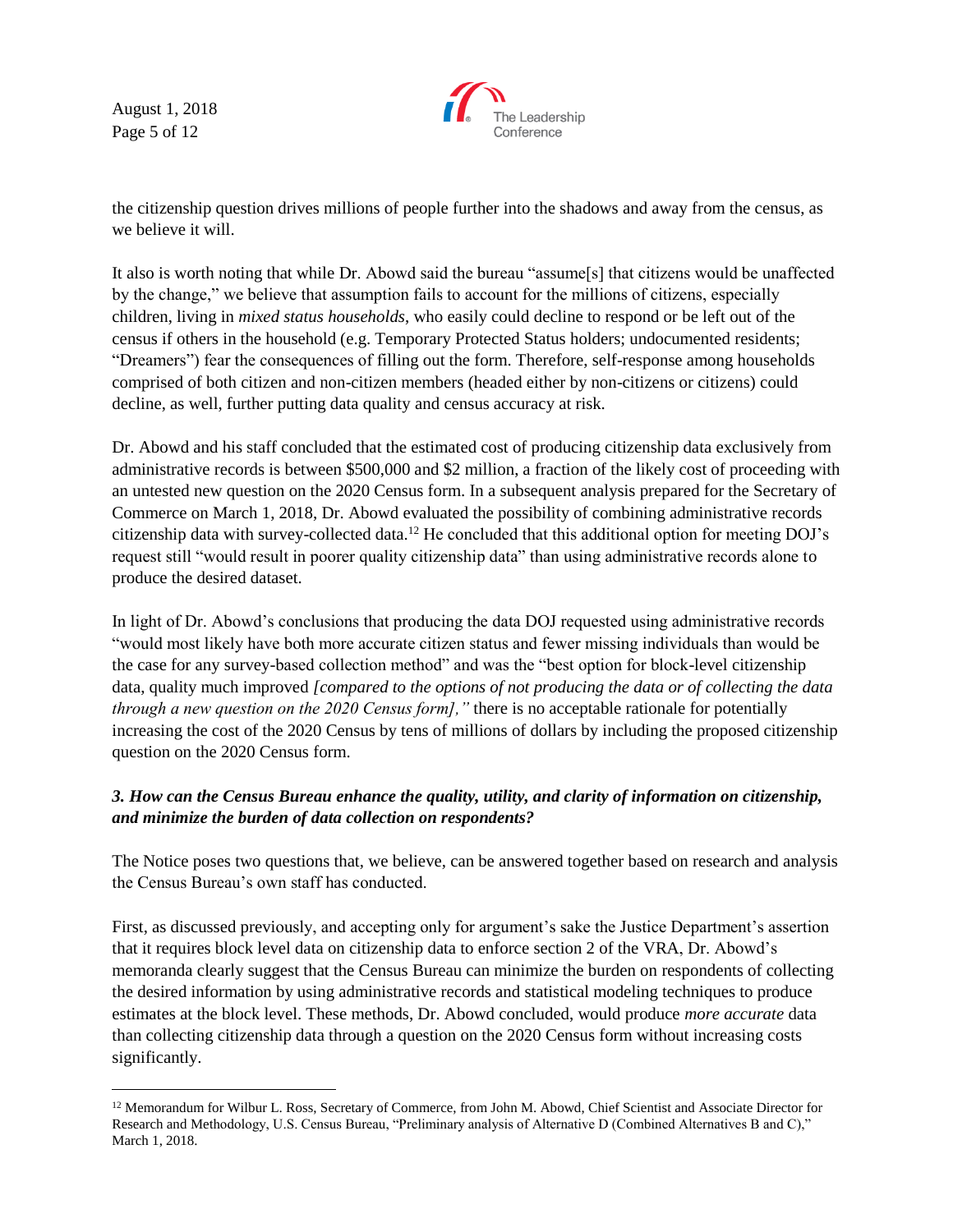the citizenship question drives millions of people further into the shadows and away from the census, as we believe it will.

It also is worth noting that while Dr. Abowd said the bureau "assume[s] that citizens would be unaffected by the change," we believe that assumption fails to account for the millions of citizens, especially children, living in *mixed status households*, who easily could decline to respond or be left out of the census if others in the household (e.g. Temporary Protected Status holders; undocumented residents; "Dreamers") fear the consequences of filling out the form. Therefore, self-response among households comprised of both citizen and non-citizen members (headed either by non-citizens or citizens) could decline, as well, further putting data quality and census accuracy at risk.

Dr. Abowd and his staff concluded that the estimated cost of producing citizenship data exclusively from administrative records is between $500,000 and $2 million, a fraction of the likely cost of proceeding with an untested new question on the 2020 Census form. In a subsequent analysis prepared for the Secretary of Commerce on March 1, 2018, Dr. Abowd evaluated the possibility of combining administrative records citizenship data with survey-collected data.[12] He concluded that this additional option for meeting DOJ's request still "would result in poorer quality citizenship data" than using administrative records alone to produce the desired dataset.

In light of Dr. Abowd's conclusions that producing the data DOJ requested using administrative records "would most likely have both more accurate citizen status and fewer missing individuals than would be the case for any survey-based collection method" and was the "best option for block-level citizenship data, quality much improved *[compared to the options of not producing the data or of collecting the data through a new question on the 2020 Census form],"* there is no acceptable rationale for potentially increasing the cost of the 2020 Census by tens of millions of dollars by including the proposed citizenship question on the 2020 Census form.

### *3. How can the Census Bureau enhance the quality, utility, and clarity of information on citizenship, and minimize the burden of data collection on respondents?*

The Notice poses two questions that, we believe, can be answered together based on research and analysis the Census Bureau's own staff has conducted.

First, as discussed previously, and accepting only for argument's sake the Justice Department's assertion that it requires block level data on citizenship data to enforce section 2 of the VRA, Dr. Abowd's memoranda clearly suggest that the Census Bureau can minimize the burden on respondents of collecting the desired information by using administrative records and statistical modeling techniques to produce estimates at the block level. These methods, Dr. Abowd concluded, would produce *more accurate* data than collecting citizenship data through a question on the 2020 Census form without increasing costs significantly.

---

[12] Memorandum for Wilbur L. Ross, Secretary of Commerce, from John M. Abowd, Chief Scientist and Associate Director for Research and Methodology, U.S. Census Bureau, "Preliminary analysis of Alternative D (Combined Alternatives B and C)," March 1, 2018.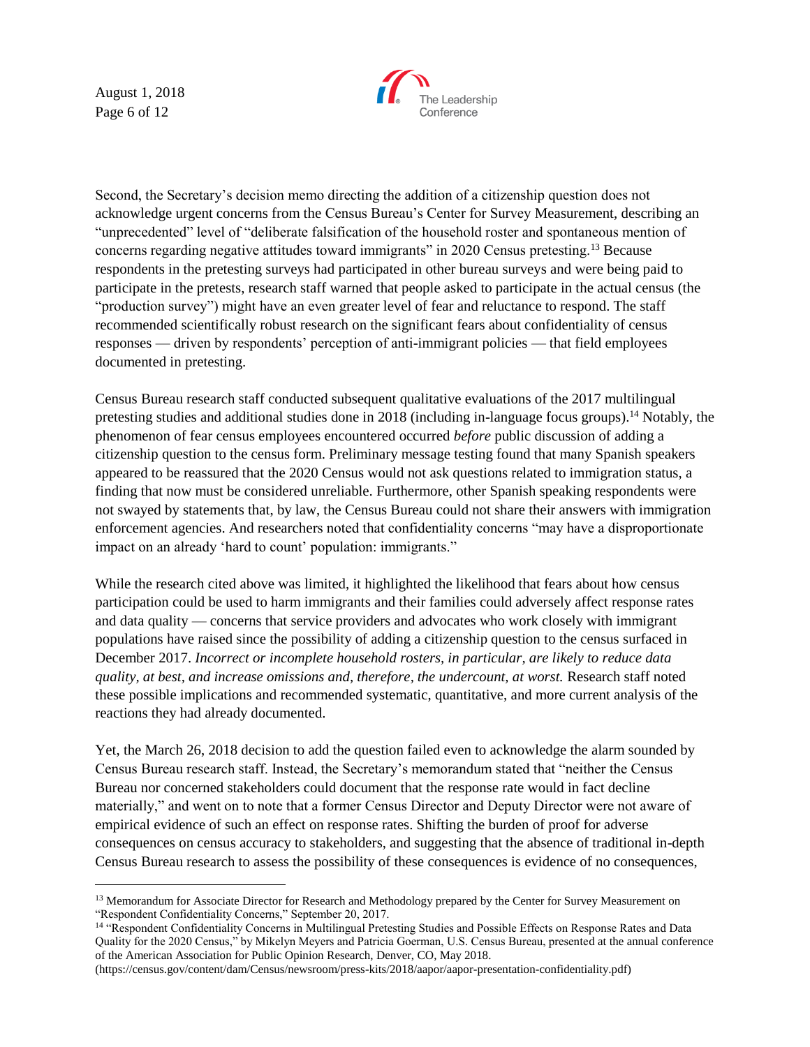Second, the Secretary's decision memo directing the addition of a citizenship question does not acknowledge urgent concerns from the Census Bureau's Center for Survey Measurement, describing an "unprecedented" level of "deliberate falsification of the household roster and spontaneous mention of concerns regarding negative attitudes toward immigrants" in 2020 Census pretesting.[13] Because respondents in the pretesting surveys had participated in other bureau surveys and were being paid to participate in the pretests, research staff warned that people asked to participate in the actual census (the "production survey") might have an even greater level of fear and reluctance to respond. The staff recommended scientifically robust research on the significant fears about confidentiality of census responses — driven by respondents' perception of anti-immigrant policies — that field employees documented in pretesting.

Census Bureau research staff conducted subsequent qualitative evaluations of the 2017 multilingual pretesting studies and additional studies done in 2018 (including in-language focus groups).[14] Notably, the phenomenon of fear census employees encountered occurred *before* public discussion of adding a citizenship question to the census form. Preliminary message testing found that many Spanish speakers appeared to be reassured that the 2020 Census would not ask questions related to immigration status, a finding that now must be considered unreliable. Furthermore, other Spanish speaking respondents were not swayed by statements that, by law, the Census Bureau could not share their answers with immigration enforcement agencies. And researchers noted that confidentiality concerns "may have a disproportionate impact on an already 'hard to count' population: immigrants."

While the research cited above was limited, it highlighted the likelihood that fears about how census participation could be used to harm immigrants and their families could adversely affect response rates and data quality — concerns that service providers and advocates who work closely with immigrant populations have raised since the possibility of adding a citizenship question to the census surfaced in December 2017. *Incorrect or incomplete household rosters, in particular, are likely to reduce data quality, at best, and increase omissions and, therefore, the undercount, at worst.* Research staff noted these possible implications and recommended systematic, quantitative, and more current analysis of the reactions they had already documented.

Yet, the March 26, 2018 decision to add the question failed even to acknowledge the alarm sounded by Census Bureau research staff. Instead, the Secretary's memorandum stated that "neither the Census Bureau nor concerned stakeholders could document that the response rate would in fact decline materially," and went on to note that a former Census Director and Deputy Director were not aware of empirical evidence of such an effect on response rates. Shifting the burden of proof for adverse consequences on census accuracy to stakeholders, and suggesting that the absence of traditional in-depth Census Bureau research to assess the possibility of these consequences is evidence of no consequences,

---

[13] Memorandum for Associate Director for Research and Methodology prepared by the Center for Survey Measurement on "Respondent Confidentiality Concerns," September 20, 2017.

[14] "Respondent Confidentiality Concerns in Multilingual Pretesting Studies and Possible Effects on Response Rates and Data Quality for the 2020 Census," by Mikelyn Meyers and Patricia Goerman, U.S. Census Bureau, presented at the annual conference of the American Association for Public Opinion Research, Denver, CO, May 2018. (https://census.gov/content/dam/Census/newsroom/press-kits/2018/aapor/aapor-presentation-confidentiality.pdf)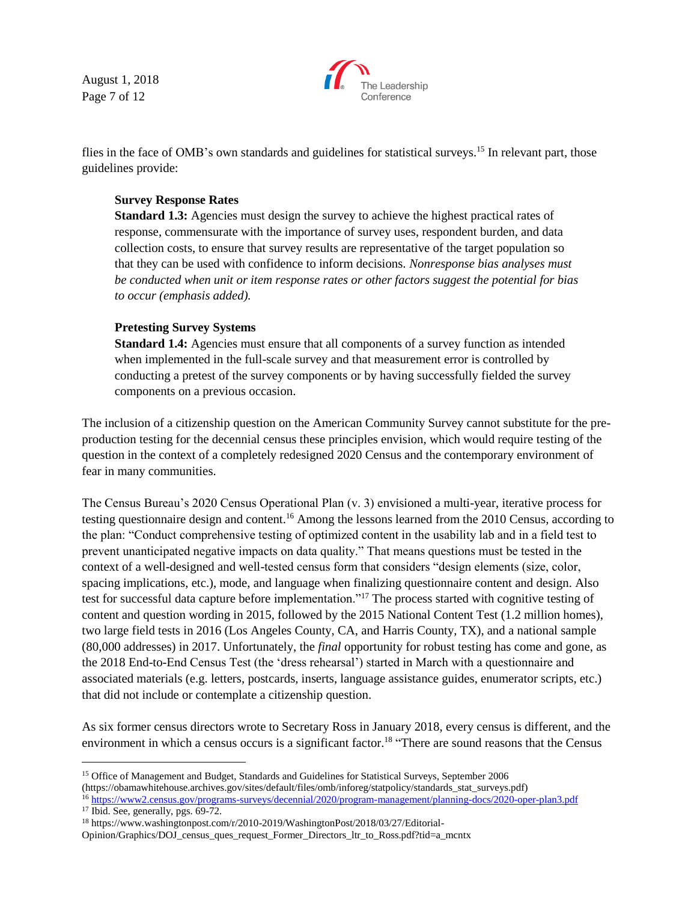flies in the face of OMB's own standards and guidelines for statistical surveys.[15] In relevant part, those guidelines provide:

> **Survey Response Rates**
> **Standard 1.3:** Agencies must design the survey to achieve the highest practical rates of response, commensurate with the importance of survey uses, respondent burden, and data collection costs, to ensure that survey results are representative of the target population so that they can be used with confidence to inform decisions. *Nonresponse bias analyses must be conducted when unit or item response rates or other factors suggest the potential for bias to occur (emphasis added).*
>
> **Pretesting Survey Systems**
> **Standard 1.4:** Agencies must ensure that all components of a survey function as intended when implemented in the full-scale survey and that measurement error is controlled by conducting a pretest of the survey components or by having successfully fielded the survey components on a previous occasion.

The inclusion of a citizenship question on the American Community Survey cannot substitute for the pre-production testing for the decennial census these principles envision, which would require testing of the question in the context of a completely redesigned 2020 Census and the contemporary environment of fear in many communities.

The Census Bureau's 2020 Census Operational Plan (v. 3) envisioned a multi-year, iterative process for testing questionnaire design and content.[16] Among the lessons learned from the 2010 Census, according to the plan: "Conduct comprehensive testing of optimized content in the usability lab and in a field test to prevent unanticipated negative impacts on data quality." That means questions must be tested in the context of a well-designed and well-tested census form that considers "design elements (size, color, spacing implications, etc.), mode, and language when finalizing questionnaire content and design. Also test for successful data capture before implementation."[17] The process started with cognitive testing of content and question wording in 2015, followed by the 2015 National Content Test (1.2 million homes), two large field tests in 2016 (Los Angeles County, CA, and Harris County, TX), and a national sample (80,000 addresses) in 2017. Unfortunately, the *final* opportunity for robust testing has come and gone, as the 2018 End-to-End Census Test (the 'dress rehearsal') started in March with a questionnaire and associated materials (e.g. letters, postcards, inserts, language assistance guides, enumerator scripts, etc.) that did not include or contemplate a citizenship question.

As six former census directors wrote to Secretary Ross in January 2018, every census is different, and the environment in which a census occurs is a significant factor.[18] "There are sound reasons that the Census

---

[15] Office of Management and Budget, Standards and Guidelines for Statistical Surveys, September 2006 (https://obamawhitehouse.archives.gov/sites/default/files/omb/inforeg/statpolicy/standards_stat_surveys.pdf)

[16] https://www2.census.gov/programs-surveys/decennial/2020/program-management/planning-docs/2020-oper-plan3.pdf

[17] Ibid. See, generally, pgs. 69-72.

[18] https://www.washingtonpost.com/r/2010-2019/WashingtonPost/2018/03/27/Editorial-Opinion/Graphics/DOJ_census_ques_request_Former_Directors_ltr_to_Ross.pdf?tid=a_mcntx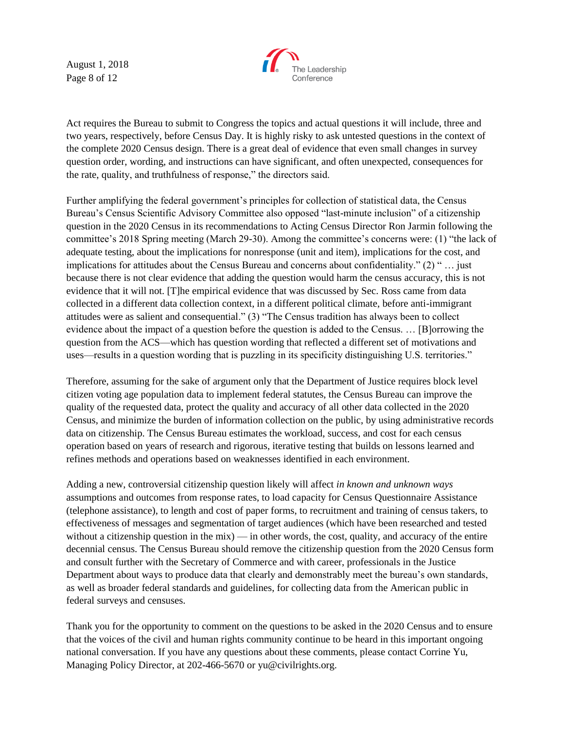Act requires the Bureau to submit to Congress the topics and actual questions it will include, three and two years, respectively, before Census Day. It is highly risky to ask untested questions in the context of the complete 2020 Census design. There is a great deal of evidence that even small changes in survey question order, wording, and instructions can have significant, and often unexpected, consequences for the rate, quality, and truthfulness of response," the directors said.

Further amplifying the federal government's principles for collection of statistical data, the Census Bureau's Census Scientific Advisory Committee also opposed "last-minute inclusion" of a citizenship question in the 2020 Census in its recommendations to Acting Census Director Ron Jarmin following the committee's 2018 Spring meeting (March 29-30). Among the committee's concerns were: (1) "the lack of adequate testing, about the implications for nonresponse (unit and item), implications for the cost, and implications for attitudes about the Census Bureau and concerns about confidentiality." (2) " … just because there is not clear evidence that adding the question would harm the census accuracy, this is not evidence that it will not. [T]he empirical evidence that was discussed by Sec. Ross came from data collected in a different data collection context, in a different political climate, before anti-immigrant attitudes were as salient and consequential." (3) "The Census tradition has always been to collect evidence about the impact of a question before the question is added to the Census. … [B]orrowing the question from the ACS—which has question wording that reflected a different set of motivations and uses—results in a question wording that is puzzling in its specificity distinguishing U.S. territories."

Therefore, assuming for the sake of argument only that the Department of Justice requires block level citizen voting age population data to implement federal statutes, the Census Bureau can improve the quality of the requested data, protect the quality and accuracy of all other data collected in the 2020 Census, and minimize the burden of information collection on the public, by using administrative records data on citizenship. The Census Bureau estimates the workload, success, and cost for each census operation based on years of research and rigorous, iterative testing that builds on lessons learned and refines methods and operations based on weaknesses identified in each environment.

Adding a new, controversial citizenship question likely will affect *in known and unknown ways* assumptions and outcomes from response rates, to load capacity for Census Questionnaire Assistance (telephone assistance), to length and cost of paper forms, to recruitment and training of census takers, to effectiveness of messages and segmentation of target audiences (which have been researched and tested without a citizenship question in the mix) — in other words, the cost, quality, and accuracy of the entire decennial census. The Census Bureau should remove the citizenship question from the 2020 Census form and consult further with the Secretary of Commerce and with career, professionals in the Justice Department about ways to produce data that clearly and demonstrably meet the bureau's own standards, as well as broader federal standards and guidelines, for collecting data from the American public in federal surveys and censuses.

Thank you for the opportunity to comment on the questions to be asked in the 2020 Census and to ensure that the voices of the civil and human rights community continue to be heard in this important ongoing national conversation. If you have any questions about these comments, please contact Corrine Yu, Managing Policy Director, at 202-466-5670 or yu@civilrights.org.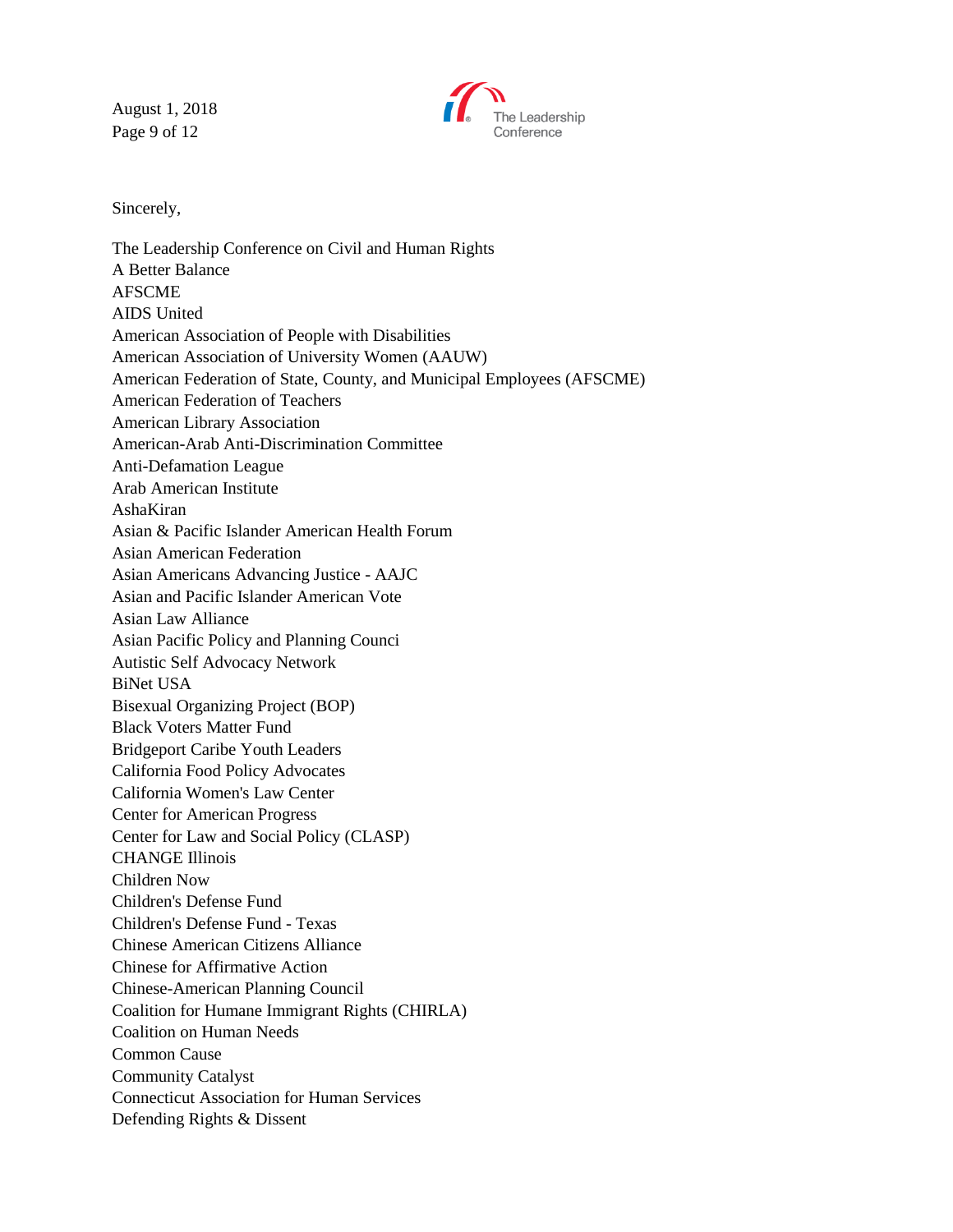Sincerely,

The Leadership Conference on Civil and Human Rights
A Better Balance
AFSCME
AIDS United
American Association of People with Disabilities
American Association of University Women (AAUW)
American Federation of State, County, and Municipal Employees (AFSCME)
American Federation of Teachers
American Library Association
American-Arab Anti-Discrimination Committee
Anti-Defamation League
Arab American Institute
AshaKiran
Asian & Pacific Islander American Health Forum
Asian American Federation
Asian Americans Advancing Justice - AAJC
Asian and Pacific Islander American Vote
Asian Law Alliance
Asian Pacific Policy and Planning Counci
Autistic Self Advocacy Network
BiNet USA
Bisexual Organizing Project (BOP)
Black Voters Matter Fund
Bridgeport Caribe Youth Leaders
California Food Policy Advocates
California Women's Law Center
Center for American Progress
Center for Law and Social Policy (CLASP)
CHANGE Illinois
Children Now
Children's Defense Fund
Children's Defense Fund - Texas
Chinese American Citizens Alliance
Chinese for Affirmative Action
Chinese-American Planning Council
Coalition for Humane Immigrant Rights (CHIRLA)
Coalition on Human Needs
Common Cause
Community Catalyst
Connecticut Association for Human Services
Defending Rights & Dissent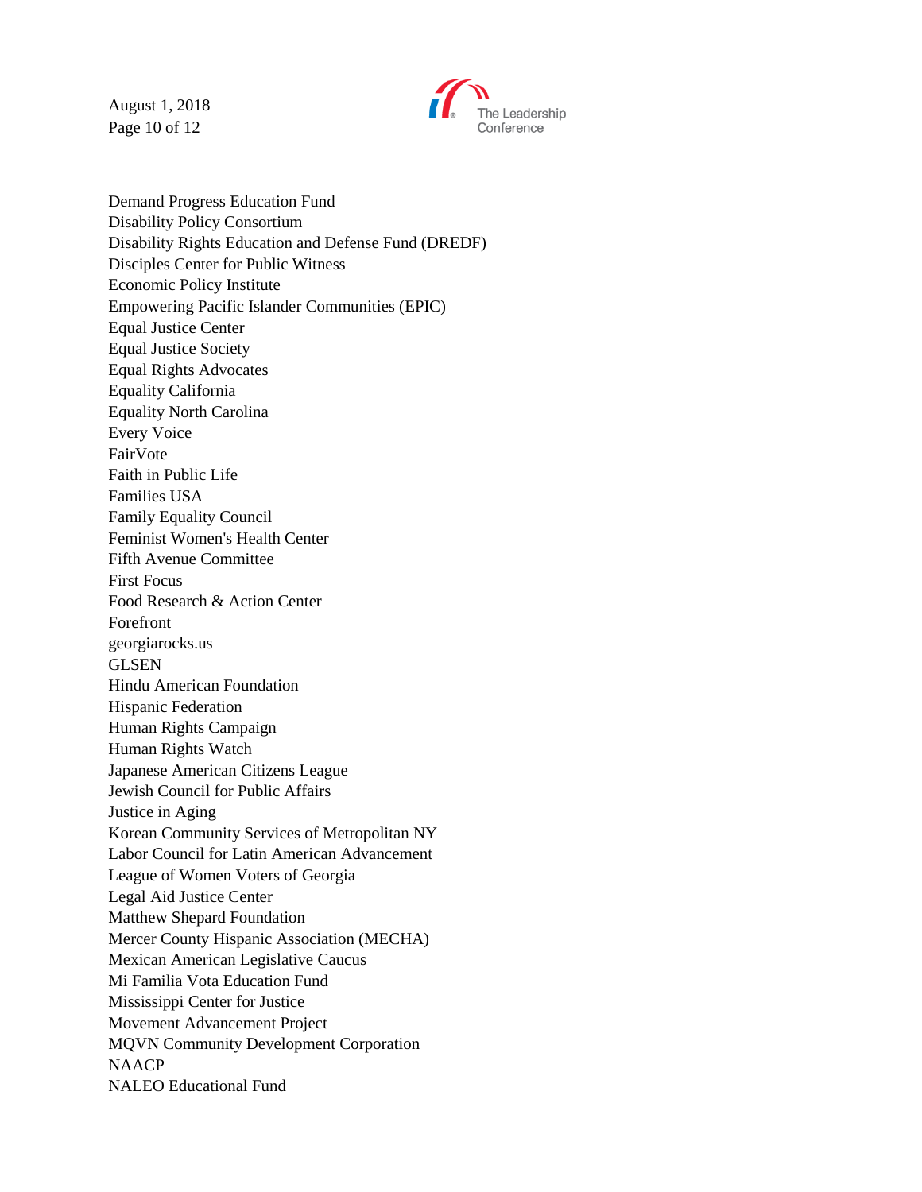Demand Progress Education Fund
Disability Policy Consortium
Disability Rights Education and Defense Fund (DREDF)
Disciples Center for Public Witness
Economic Policy Institute
Empowering Pacific Islander Communities (EPIC)
Equal Justice Center
Equal Justice Society
Equal Rights Advocates
Equality California
Equality North Carolina
Every Voice
FairVote
Faith in Public Life
Families USA
Family Equality Council
Feminist Women's Health Center
Fifth Avenue Committee
First Focus
Food Research & Action Center
Forefront
georgiarocks.us
GLSEN
Hindu American Foundation
Hispanic Federation
Human Rights Campaign
Human Rights Watch
Japanese American Citizens League
Jewish Council for Public Affairs
Justice in Aging
Korean Community Services of Metropolitan NY
Labor Council for Latin American Advancement
League of Women Voters of Georgia
Legal Aid Justice Center
Matthew Shepard Foundation
Mercer County Hispanic Association (MECHA)
Mexican American Legislative Caucus
Mi Familia Vota Education Fund
Mississippi Center for Justice
Movement Advancement Project
MQVN Community Development Corporation
NAACP
NALEO Educational Fund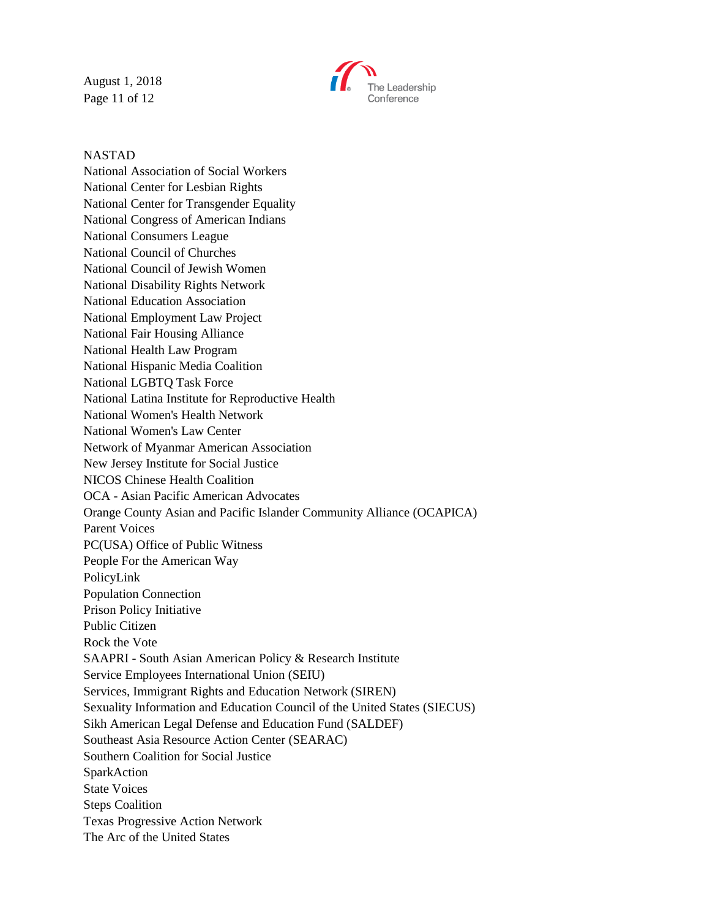NASTAD
National Association of Social Workers
National Center for Lesbian Rights
National Center for Transgender Equality
National Congress of American Indians
National Consumers League
National Council of Churches
National Council of Jewish Women
National Disability Rights Network
National Education Association
National Employment Law Project
National Fair Housing Alliance
National Health Law Program
National Hispanic Media Coalition
National LGBTQ Task Force
National Latina Institute for Reproductive Health
National Women's Health Network
National Women's Law Center
Network of Myanmar American Association
New Jersey Institute for Social Justice
NICOS Chinese Health Coalition
OCA - Asian Pacific American Advocates
Orange County Asian and Pacific Islander Community Alliance (OCAPICA)
Parent Voices
PC(USA) Office of Public Witness
People For the American Way
PolicyLink
Population Connection
Prison Policy Initiative
Public Citizen
Rock the Vote
SAAPRI - South Asian American Policy & Research Institute
Service Employees International Union (SEIU)
Services, Immigrant Rights and Education Network (SIREN)
Sexuality Information and Education Council of the United States (SIECUS)
Sikh American Legal Defense and Education Fund (SALDEF)
Southeast Asia Resource Action Center (SEARAC)
Southern Coalition for Social Justice
SparkAction
State Voices
Steps Coalition
Texas Progressive Action Network
The Arc of the United States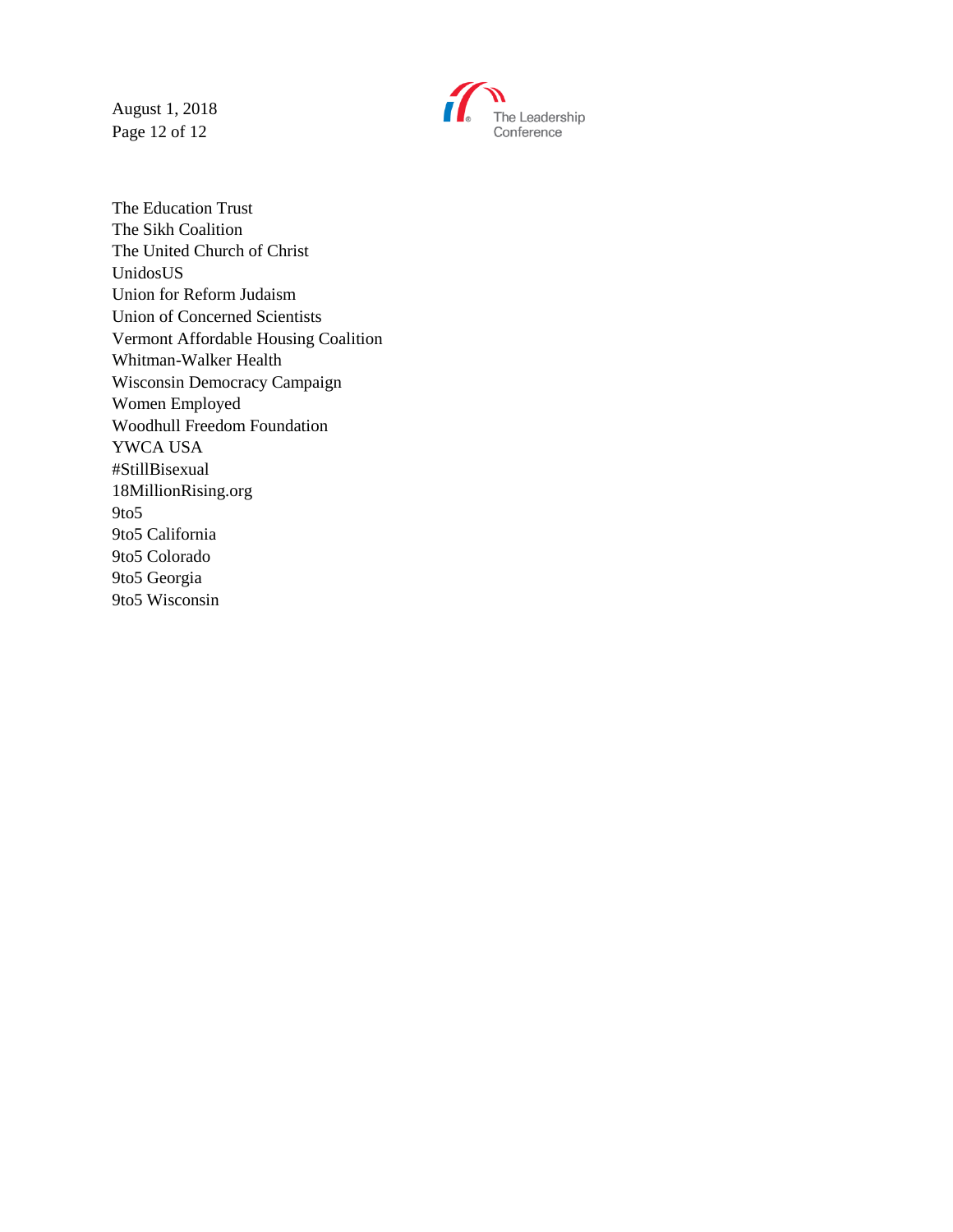The Education Trust
The Sikh Coalition
The United Church of Christ
UnidosUS
Union for Reform Judaism
Union of Concerned Scientists
Vermont Affordable Housing Coalition
Whitman-Walker Health
Wisconsin Democracy Campaign
Women Employed
Woodhull Freedom Foundation
YWCA USA
#StillBisexual
18MillionRising.org
9to5
9to5 California
9to5 Colorado
9to5 Georgia
9to5 Wisconsin